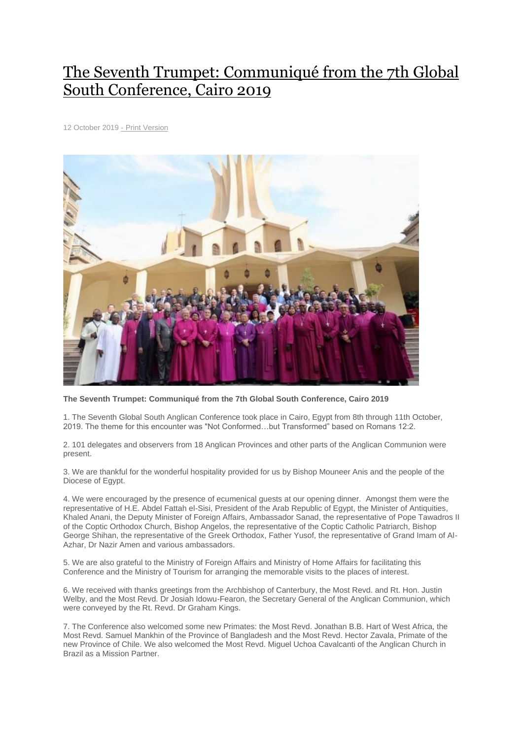# The Seventh Trumpet: Communiqué from the 7th Global South Conference, Cairo 2019

12 October 2019 - Print Version

**The Seventh Trumpet: Communiqué from the 7th Global South Conference, Cairo 2019**

1. The Seventh Global South Anglican Conference took place in Cairo, Egypt from 8th through 11th October, 2019. The theme for this encounter was "Not Conformed…but Transformed" based on Romans 12:2.

2. 101 delegates and observers from 18 Anglican Provinces and other parts of the Anglican Communion were present.

3. We are thankful for the wonderful hospitality provided for us by Bishop Mouneer Anis and the people of the Diocese of Egypt.

4. We were encouraged by the presence of ecumenical guests at our opening dinner. Amongst them were the representative of H.E. Abdel Fattah el-Sisi, President of the Arab Republic of Egypt, the Minister of Antiquities, Khaled Anani, the Deputy Minister of Foreign Affairs, Ambassador Sanad, the representative of Pope Tawadros II of the Coptic Orthodox Church, Bishop Angelos, the representative of the Coptic Catholic Patriarch, Bishop George Shihan, the representative of the Greek Orthodox, Father Yusof, the representative of Grand Imam of Al-Azhar, Dr Nazir Amen and various ambassadors.

5. We are also grateful to the Ministry of Foreign Affairs and Ministry of Home Affairs for facilitating this Conference and the Ministry of Tourism for arranging the memorable visits to the places of interest.

6. We received with thanks greetings from the Archbishop of Canterbury, the Most Revd. and Rt. Hon. Justin Welby, and the Most Revd. Dr Josiah Idowu-Fearon, the Secretary General of the Anglican Communion, which were conveyed by the Rt. Revd. Dr Graham Kings.

7. The Conference also welcomed some new Primates: the Most Revd. Jonathan B.B. Hart of West Africa, the Most Revd. Samuel Mankhin of the Province of Bangladesh and the Most Revd. Hector Zavala, Primate of the new Province of Chile. We also welcomed the Most Revd. Miguel Uchoa Cavalcanti of the Anglican Church in Brazil as a Mission Partner.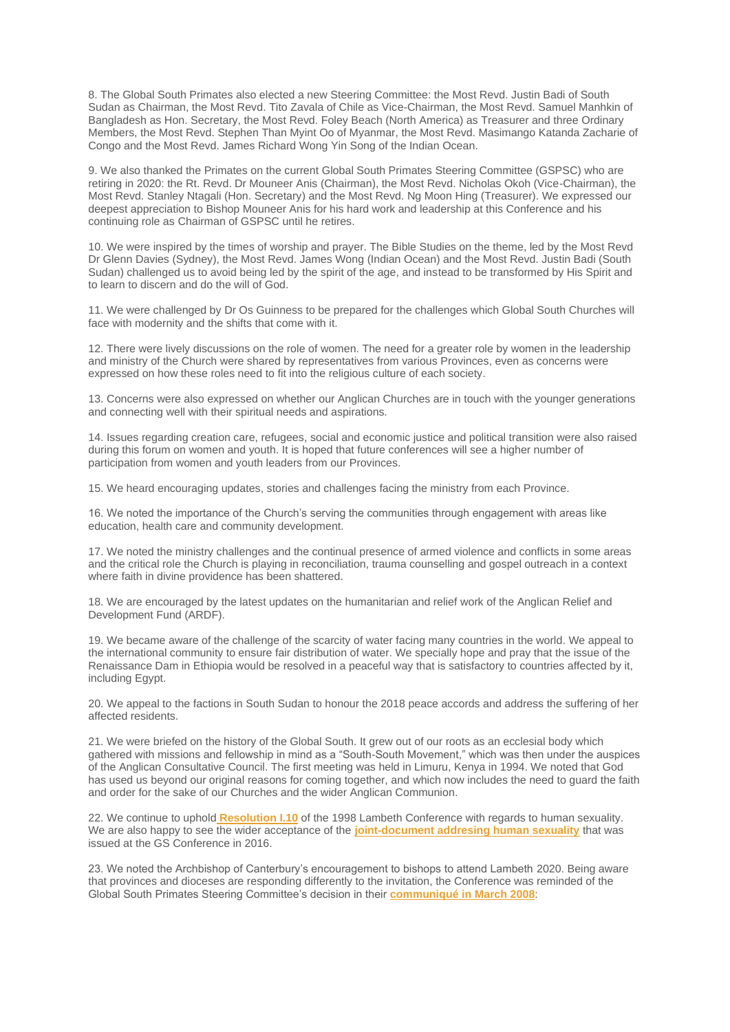8. The Global South Primates also elected a new Steering Committee: the Most Revd. Justin Badi of South Sudan as Chairman, the Most Revd. Tito Zavala of Chile as Vice-Chairman, the Most Revd. Samuel Manhkin of Bangladesh as Hon. Secretary, the Most Revd. Foley Beach (North America) as Treasurer and three Ordinary Members, the Most Revd. Stephen Than Myint Oo of Myanmar, the Most Revd. Masimango Katanda Zacharie of Congo and the Most Revd. James Richard Wong Yin Song of the Indian Ocean.

9. We also thanked the Primates on the current Global South Primates Steering Committee (GSPSC) who are retiring in 2020: the Rt. Revd. Dr Mouneer Anis (Chairman), the Most Revd. Nicholas Okoh (Vice-Chairman), the Most Revd. Stanley Ntagali (Hon. Secretary) and the Most Revd. Ng Moon Hing (Treasurer). We expressed our deepest appreciation to Bishop Mouneer Anis for his hard work and leadership at this Conference and his continuing role as Chairman of GSPSC until he retires.

10. We were inspired by the times of worship and prayer. The Bible Studies on the theme, led by the Most Revd Dr Glenn Davies (Sydney), the Most Revd. James Wong (Indian Ocean) and the Most Revd. Justin Badi (South Sudan) challenged us to avoid being led by the spirit of the age, and instead to be transformed by His Spirit and to learn to discern and do the will of God.

11. We were challenged by Dr Os Guinness to be prepared for the challenges which Global South Churches will face with modernity and the shifts that come with it.

12. There were lively discussions on the role of women. The need for a greater role by women in the leadership and ministry of the Church were shared by representatives from various Provinces, even as concerns were expressed on how these roles need to fit into the religious culture of each society.

13. Concerns were also expressed on whether our Anglican Churches are in touch with the younger generations and connecting well with their spiritual needs and aspirations.

14. Issues regarding creation care, refugees, social and economic justice and political transition were also raised during this forum on women and youth. It is hoped that future conferences will see a higher number of participation from women and youth leaders from our Provinces.

15. We heard encouraging updates, stories and challenges facing the ministry from each Province.

16. We noted the importance of the Church's serving the communities through engagement with areas like education, health care and community development.

17. We noted the ministry challenges and the continual presence of armed violence and conflicts in some areas and the critical role the Church is playing in reconciliation, trauma counselling and gospel outreach in a context where faith in divine providence has been shattered.

18. We are encouraged by the latest updates on the humanitarian and relief work of the Anglican Relief and Development Fund (ARDF).

19. We became aware of the challenge of the scarcity of water facing many countries in the world. We appeal to the international community to ensure fair distribution of water. We specially hope and pray that the issue of the Renaissance Dam in Ethiopia would be resolved in a peaceful way that is satisfactory to countries affected by it, including Egypt.

20. We appeal to the factions in South Sudan to honour the 2018 peace accords and address the suffering of her affected residents.

21. We were briefed on the history of the Global South. It grew out of our roots as an ecclesial body which gathered with missions and fellowship in mind as a "South-South Movement," which was then under the auspices of the Anglican Consultative Council. The first meeting was held in Limuru, Kenya in 1994. We noted that God has used us beyond our original reasons for coming together, and which now includes the need to guard the faith and order for the sake of our Churches and the wider Anglican Communion.

22. We continue to uphold **Resolution I.10** of the 1998 Lambeth Conference with regards to human sexuality. We are also happy to see the wider acceptance of the **joint-document addresing human sexuality** that was issued at the GS Conference in 2016.

23. We noted the Archbishop of Canterbury's encouragement to bishops to attend Lambeth 2020. Being aware that provinces and dioceses are responding differently to the invitation, the Conference was reminded of the Global South Primates Steering Committee's decision in their **communiqué in March 2008**: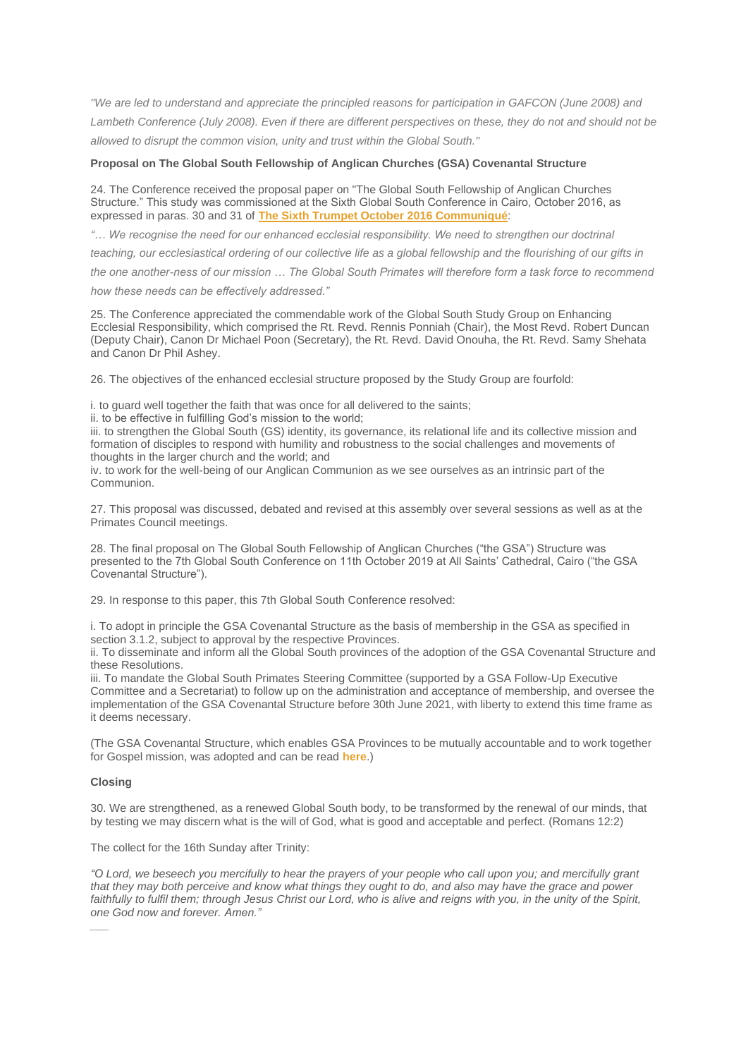*"We are led to understand and appreciate the principled reasons for participation in GAFCON (June 2008) and Lambeth Conference (July 2008). Even if there are different perspectives on these, they do not and should not be allowed to disrupt the common vision, unity and trust within the Global South."*

**Proposal on The Global South Fellowship of Anglican Churches (GSA) Covenantal Structure**

24. The Conference received the proposal paper on "The Global South Fellowship of Anglican Churches Structure." This study was commissioned at the Sixth Global South Conference in Cairo, October 2016, as expressed in paras. 30 and 31 of **The Sixth Trumpet October 2016 Communiqué**:

*"… We recognise the need for our enhanced ecclesial responsibility. We need to strengthen our doctrinal teaching, our ecclesiastical ordering of our collective life as a global fellowship and the flourishing of our gifts in the one another-ness of our mission … The Global South Primates will therefore form a task force to recommend how these needs can be effectively addressed."*

25. The Conference appreciated the commendable work of the Global South Study Group on Enhancing Ecclesial Responsibility, which comprised the Rt. Revd. Rennis Ponniah (Chair), the Most Revd. Robert Duncan (Deputy Chair), Canon Dr Michael Poon (Secretary), the Rt. Revd. David Onouha, the Rt. Revd. Samy Shehata and Canon Dr Phil Ashey.

26. The objectives of the enhanced ecclesial structure proposed by the Study Group are fourfold:

i. to guard well together the faith that was once for all delivered to the saints;
ii. to be effective in fulfilling God's mission to the world;
iii. to strengthen the Global South (GS) identity, its governance, its relational life and its collective mission and formation of disciples to respond with humility and robustness to the social challenges and movements of thoughts in the larger church and the world; and
iv. to work for the well-being of our Anglican Communion as we see ourselves as an intrinsic part of the Communion.

27. This proposal was discussed, debated and revised at this assembly over several sessions as well as at the Primates Council meetings.

28. The final proposal on The Global South Fellowship of Anglican Churches ("the GSA") Structure was presented to the 7th Global South Conference on 11th October 2019 at All Saints' Cathedral, Cairo ("the GSA Covenantal Structure").

29. In response to this paper, this 7th Global South Conference resolved:

i. To adopt in principle the GSA Covenantal Structure as the basis of membership in the GSA as specified in section 3.1.2, subject to approval by the respective Provinces.
ii. To disseminate and inform all the Global South provinces of the adoption of the GSA Covenantal Structure and these Resolutions.
iii. To mandate the Global South Primates Steering Committee (supported by a GSA Follow-Up Executive Committee and a Secretariat) to follow up on the administration and acceptance of membership, and oversee the implementation of the GSA Covenantal Structure before 30th June 2021, with liberty to extend this time frame as it deems necessary.

(The GSA Covenantal Structure, which enables GSA Provinces to be mutually accountable and to work together for Gospel mission, was adopted and can be read **here**.)

**Closing**

30. We are strengthened, as a renewed Global South body, to be transformed by the renewal of our minds, that by testing we may discern what is the will of God, what is good and acceptable and perfect. (Romans 12:2)

The collect for the 16th Sunday after Trinity:

*"O Lord, we beseech you mercifully to hear the prayers of your people who call upon you; and mercifully grant that they may both perceive and know what things they ought to do, and also may have the grace and power faithfully to fulfil them; through Jesus Christ our Lord, who is alive and reigns with you, in the unity of the Spirit, one God now and forever. Amen."*